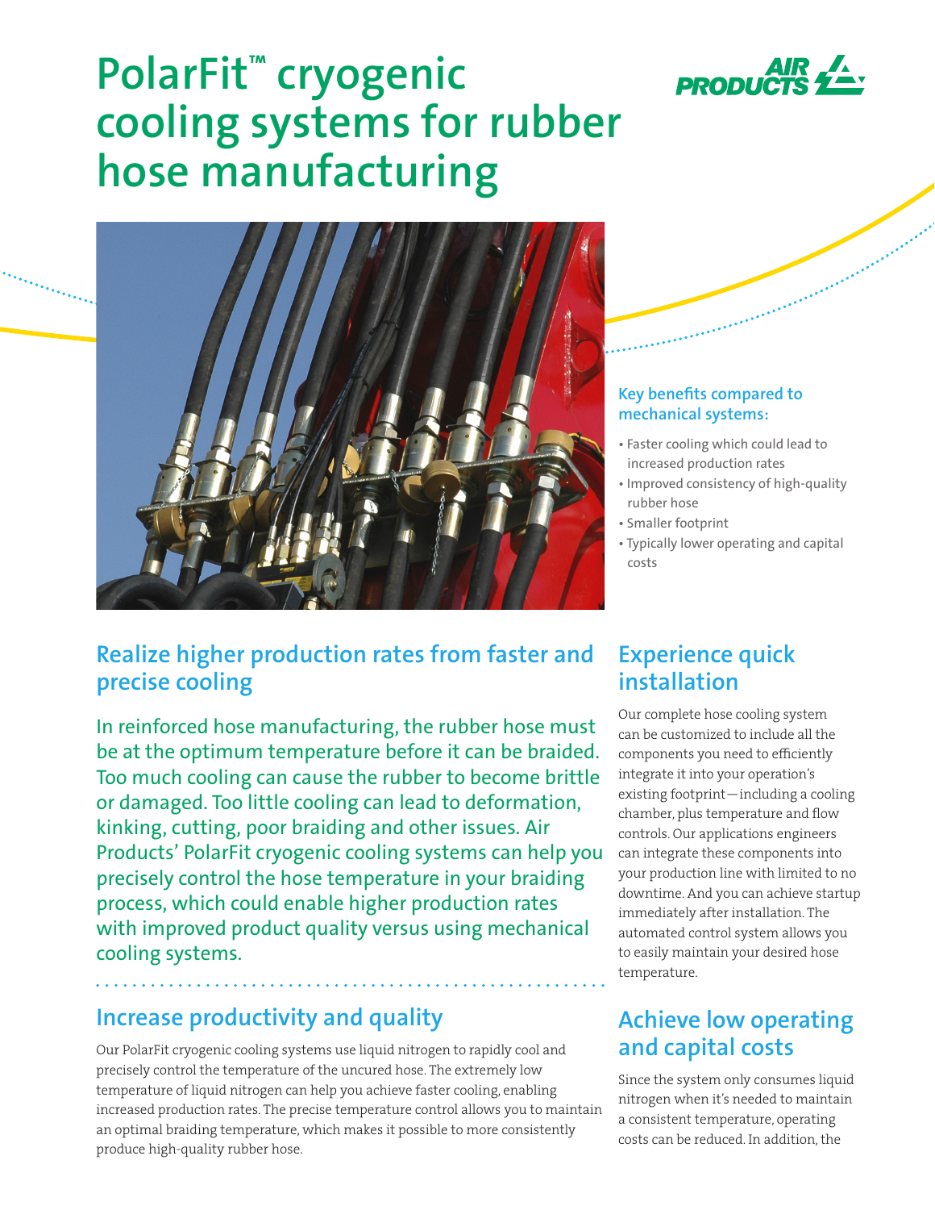# PolarFit™ cryogenic cooling systems for rubber hose manufacturing

AIR PRODUCTS

### Key benefits compared to mechanical systems:

- Faster cooling which could lead to increased production rates
- Improved consistency of high-quality rubber hose
- Smaller footprint
- Typically lower operating and capital costs

## Realize higher production rates from faster and precise cooling

In reinforced hose manufacturing, the rubber hose must be at the optimum temperature before it can be braided. Too much cooling can cause the rubber to become brittle or damaged. Too little cooling can lead to deformation, kinking, cutting, poor braiding and other issues. Air Products' PolarFit cryogenic cooling systems can help you precisely control the hose temperature in your braiding process, which could enable higher production rates with improved product quality versus using mechanical cooling systems.

## Increase productivity and quality

Our PolarFit cryogenic cooling systems use liquid nitrogen to rapidly cool and precisely control the temperature of the uncured hose. The extremely low temperature of liquid nitrogen can help you achieve faster cooling, enabling increased production rates. The precise temperature control allows you to maintain an optimal braiding temperature, which makes it possible to more consistently produce high-quality rubber hose.

## Experience quick installation

Our complete hose cooling system can be customized to include all the components you need to efficiently integrate it into your operation's existing footprint—including a cooling chamber, plus temperature and flow controls. Our applications engineers can integrate these components into your production line with limited to no downtime. And you can achieve startup immediately after installation. The automated control system allows you to easily maintain your desired hose temperature.

## Achieve low operating and capital costs

Since the system only consumes liquid nitrogen when it's needed to maintain a consistent temperature, operating costs can be reduced. In addition, the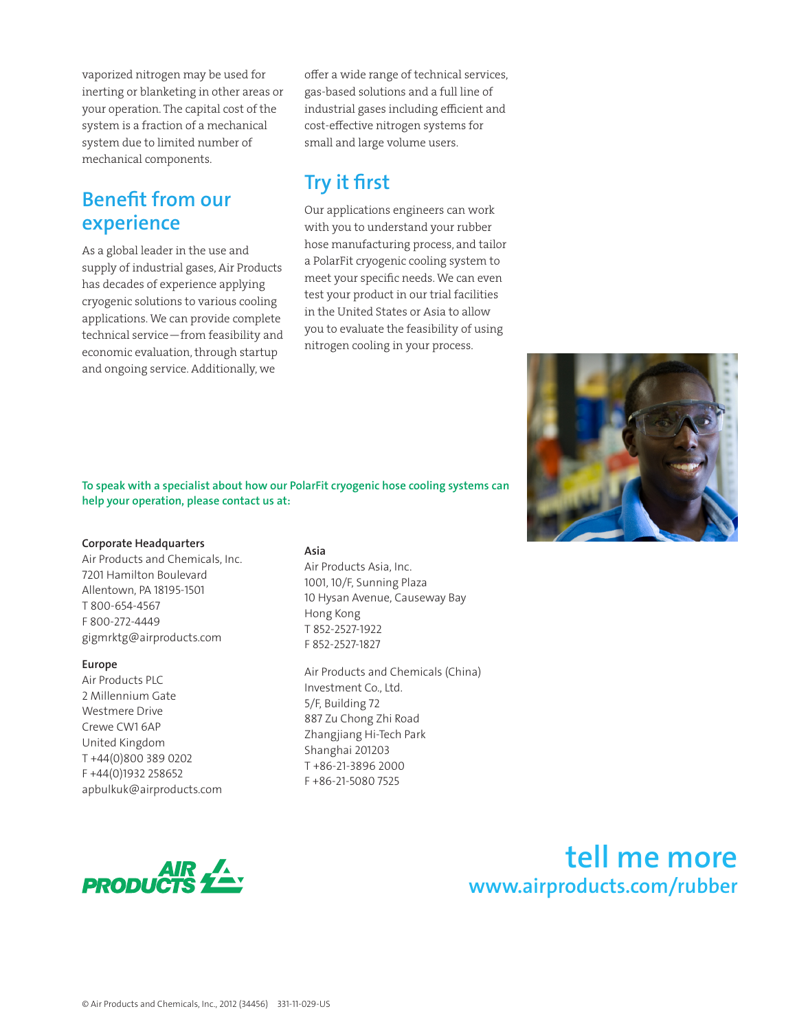vaporized nitrogen may be used for inerting or blanketing in other areas or your operation. The capital cost of the system is a fraction of a mechanical system due to limited number of mechanical components.

## Benefit from our experience

As a global leader in the use and supply of industrial gases, Air Products has decades of experience applying cryogenic solutions to various cooling applications. We can provide complete technical service—from feasibility and economic evaluation, through startup and ongoing service. Additionally, we offer a wide range of technical services, gas-based solutions and a full line of industrial gases including efficient and cost-effective nitrogen systems for small and large volume users.

## Try it first

Our applications engineers can work with you to understand your rubber hose manufacturing process, and tailor a PolarFit cryogenic cooling system to meet your specific needs. We can even test your product in our trial facilities in the United States or Asia to allow you to evaluate the feasibility of using nitrogen cooling in your process.

**To speak with a specialist about how our PolarFit cryogenic hose cooling systems can help your operation, please contact us at:**

**Corporate Headquarters**
Air Products and Chemicals, Inc.
7201 Hamilton Boulevard
Allentown, PA 18195-1501
T 800-654-4567
F 800-272-4449
gigmrktg@airproducts.com

**Europe**
Air Products PLC
2 Millennium Gate
Westmere Drive
Crewe CW1 6AP
United Kingdom
T +44(0)800 389 0202
F +44(0)1932 258652
apbulkuk@airproducts.com

**Asia**
Air Products Asia, Inc.
1001, 10/F, Sunning Plaza
10 Hysan Avenue, Causeway Bay
Hong Kong
T 852-2527-1922
F 852-2527-1827

Air Products and Chemicals (China) Investment Co., Ltd.
5/F, Building 72
887 Zu Chong Zhi Road
Zhangjiang Hi-Tech Park
Shanghai 201203
T +86-21-3896 2000
F +86-21-5080 7525

AIR PRODUCTS

## tell me more
**www.airproducts.com/rubber**

© Air Products and Chemicals, Inc., 2012 (34456) 331-11-029-US